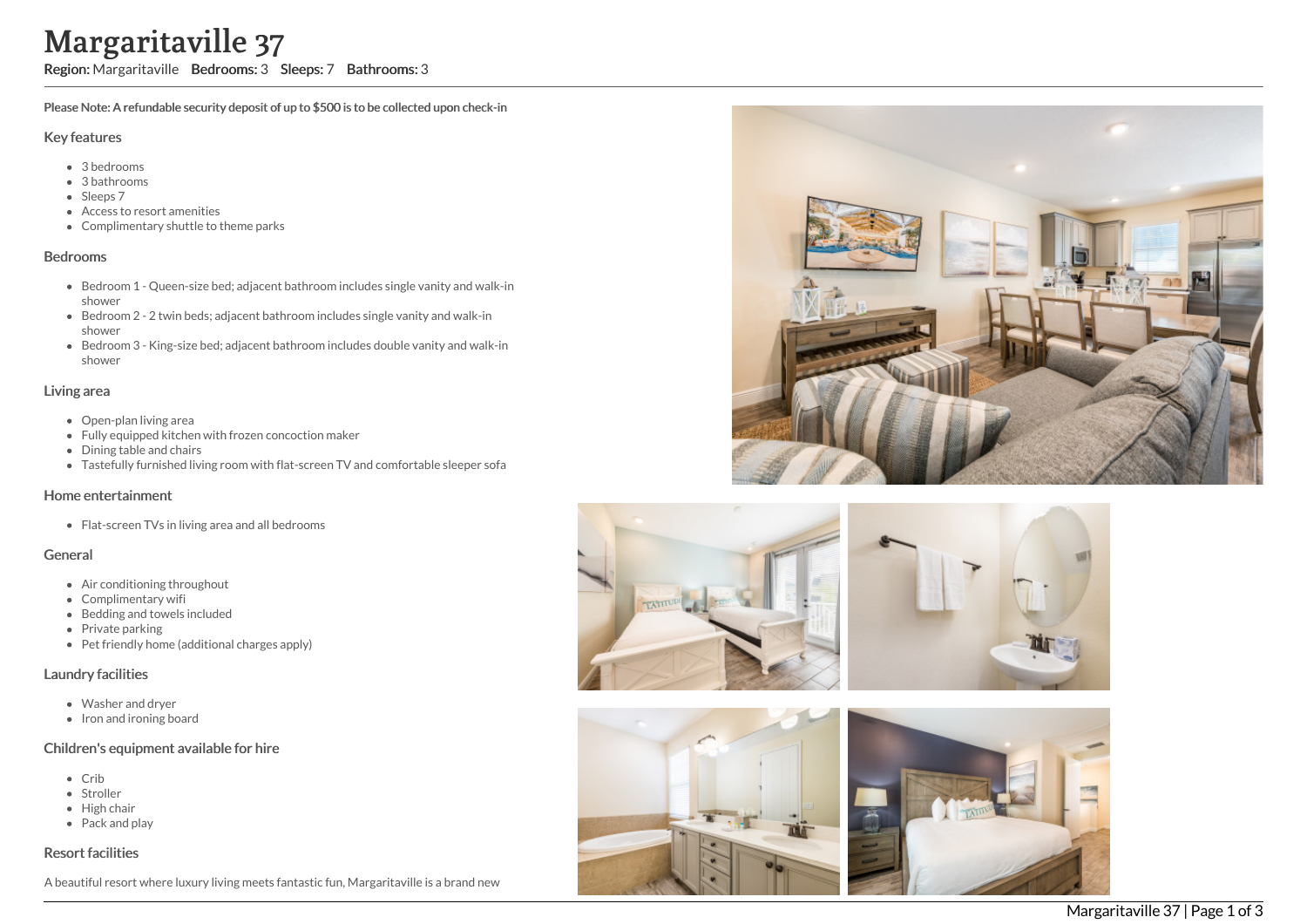# Margaritaville 37

**Region:** Margaritaville **Bedrooms:** 3 **Sleeps:** 7 **Bathrooms:** 3

**Please Note: A refundable security deposit of up to $500 is to be collected upon check-in**

## Key features

- 3 bedrooms
- 3 bathrooms
- Sleeps 7
- Access to resort amenities
- Complimentary shuttle to theme parks

## Bedrooms

- Bedroom 1 - Queen-size bed; adjacent bathroom includes single vanity and walk-in shower
- Bedroom 2 - 2 twin beds; adjacent bathroom includes single vanity and walk-in shower
- Bedroom 3 - King-size bed; adjacent bathroom includes double vanity and walk-in shower

## Living area

- Open-plan living area
- Fully equipped kitchen with frozen concoction maker
- Dining table and chairs
- Tastefully furnished living room with flat-screen TV and comfortable sleeper sofa

## Home entertainment

- Flat-screen TVs in living area and all bedrooms

## General

- Air conditioning throughout
- Complimentary wifi
- Bedding and towels included
- Private parking
- Pet friendly home (additional charges apply)

## Laundry facilities

- Washer and dryer
- Iron and ironing board

## Children's equipment available for hire

- Crib
- Stroller
- High chair
- Pack and play

## Resort facilities

A beautiful resort where luxury living meets fantastic fun, Margaritaville is a brand new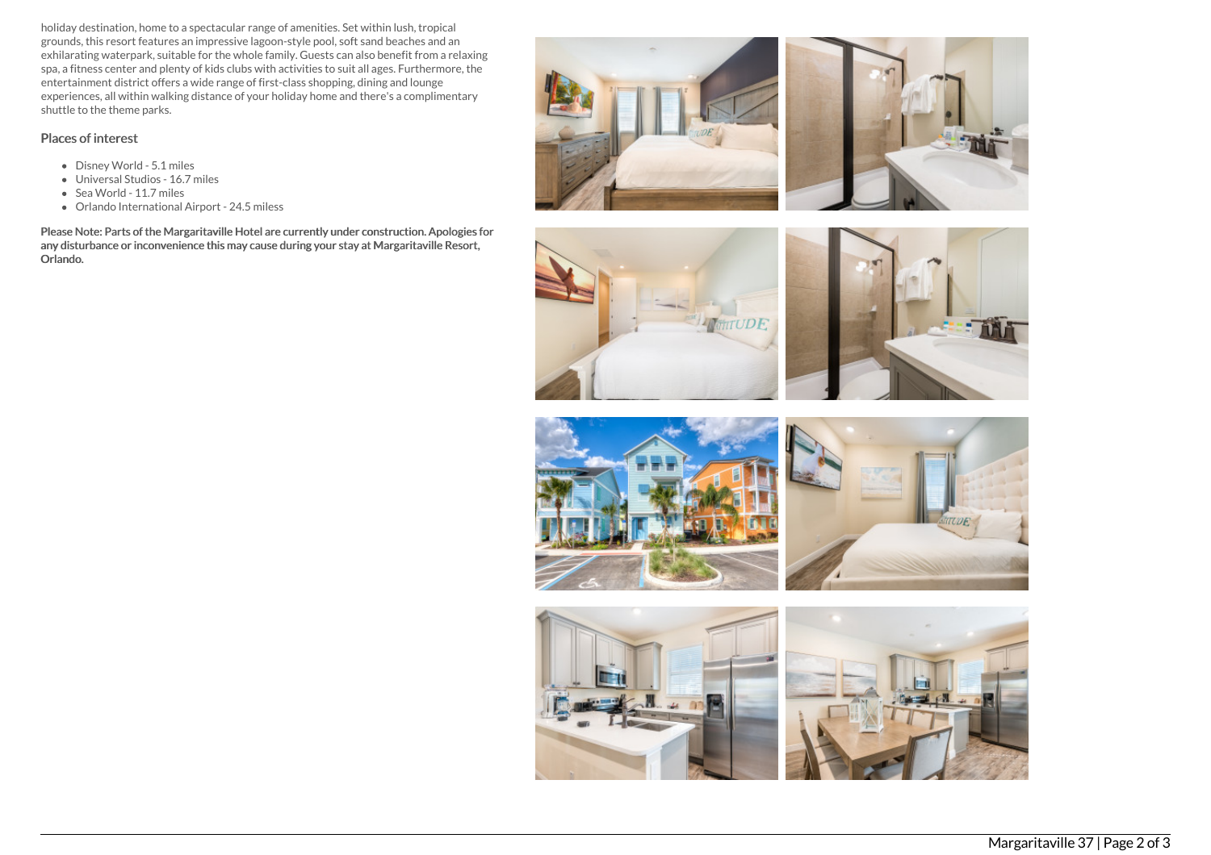holiday destination, home to a spectacular range of amenities. Set within lush, tropical grounds, this resort features an impressive lagoon-style pool, soft sand beaches and an exhilarating waterpark, suitable for the whole family. Guests can also benefit from a relaxing spa, a fitness center and plenty of kids clubs with activities to suit all ages. Furthermore, the entertainment district offers a wide range of first-class shopping, dining and lounge experiences, all within walking distance of your holiday home and there's a complimentary shuttle to the theme parks.

## Places of interest

- Disney World - 5.1 miles
- Universal Studios - 16.7 miles
- Sea World - 11.7 miles
- Orlando International Airport - 24.5 miless

**Please Note: Parts of the Margaritaville Hotel are currently under construction. Apologies for any disturbance or inconvenience this may cause during your stay at Margaritaville Resort, Orlando.**